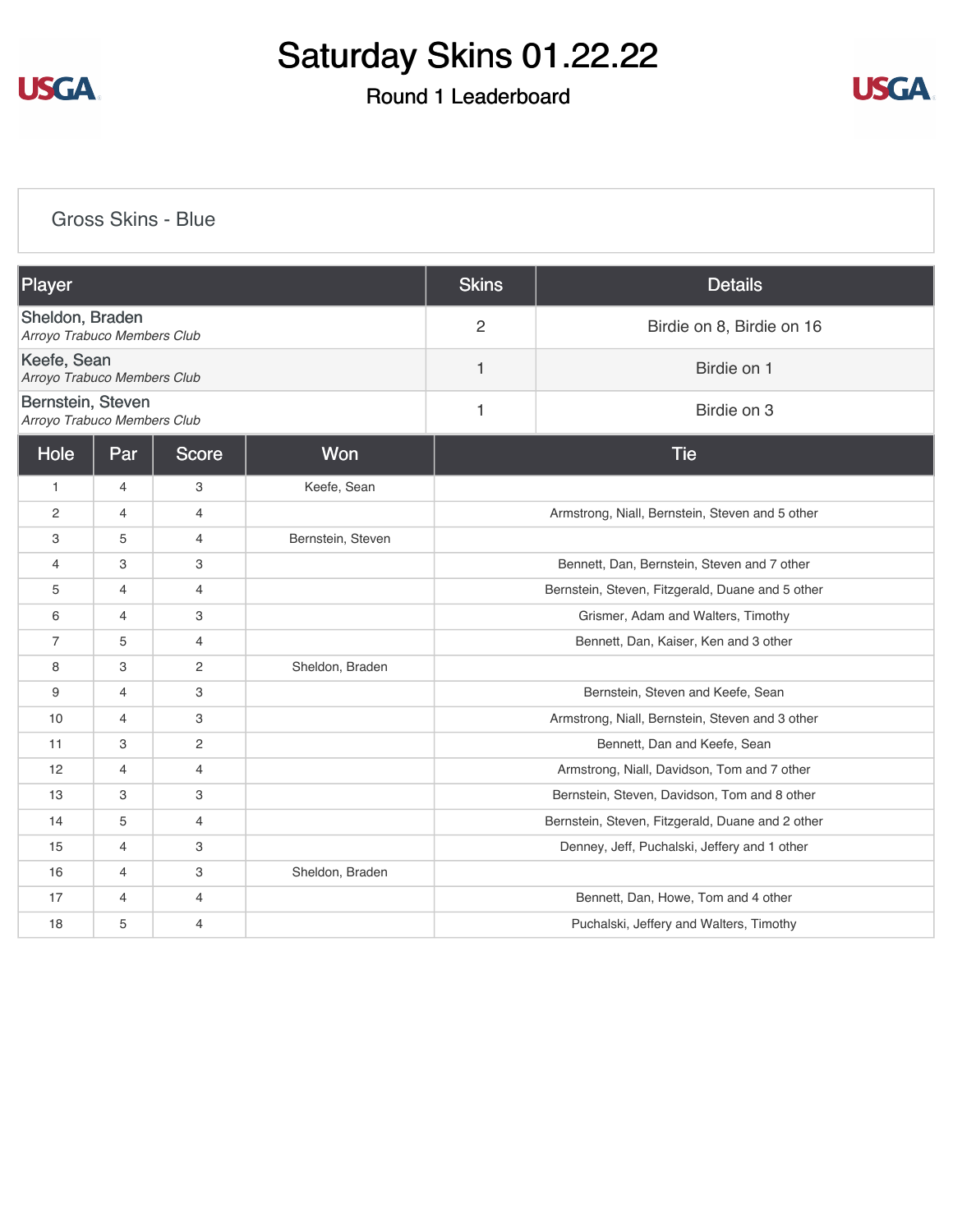# Saturday Skins 01.22.22

## Round 1 Leaderboard

### Gross Skins - Blue

| Player | Skins | Details |
|---|---|---|
| Sheldon, Braden<br>*Arroyo Trabuco Members Club* | 2 | Birdie on 8, Birdie on 16 |
| Keefe, Sean<br>*Arroyo Trabuco Members Club* | 1 | Birdie on 1 |
| Bernstein, Steven<br>*Arroyo Trabuco Members Club* | 1 | Birdie on 3 |

| Hole | Par | Score | Won | Tie |
|---|---|---|---|---|
| 1 | 4 | 3 | Keefe, Sean | |
| 2 | 4 | 4 | | Armstrong, Niall, Bernstein, Steven and 5 other |
| 3 | 5 | 4 | Bernstein, Steven | |
| 4 | 3 | 3 | | Bennett, Dan, Bernstein, Steven and 7 other |
| 5 | 4 | 4 | | Bernstein, Steven, Fitzgerald, Duane and 5 other |
| 6 | 4 | 3 | | Grismer, Adam and Walters, Timothy |
| 7 | 5 | 4 | | Bennett, Dan, Kaiser, Ken and 3 other |
| 8 | 3 | 2 | Sheldon, Braden | |
| 9 | 4 | 3 | | Bernstein, Steven and Keefe, Sean |
| 10 | 4 | 3 | | Armstrong, Niall, Bernstein, Steven and 3 other |
| 11 | 3 | 2 | | Bennett, Dan and Keefe, Sean |
| 12 | 4 | 4 | | Armstrong, Niall, Davidson, Tom and 7 other |
| 13 | 3 | 3 | | Bernstein, Steven, Davidson, Tom and 8 other |
| 14 | 5 | 4 | | Bernstein, Steven, Fitzgerald, Duane and 2 other |
| 15 | 4 | 3 | | Denney, Jeff, Puchalski, Jeffery and 1 other |
| 16 | 4 | 3 | Sheldon, Braden | |
| 17 | 4 | 4 | | Bennett, Dan, Howe, Tom and 4 other |
| 18 | 5 | 4 | | Puchalski, Jeffery and Walters, Timothy |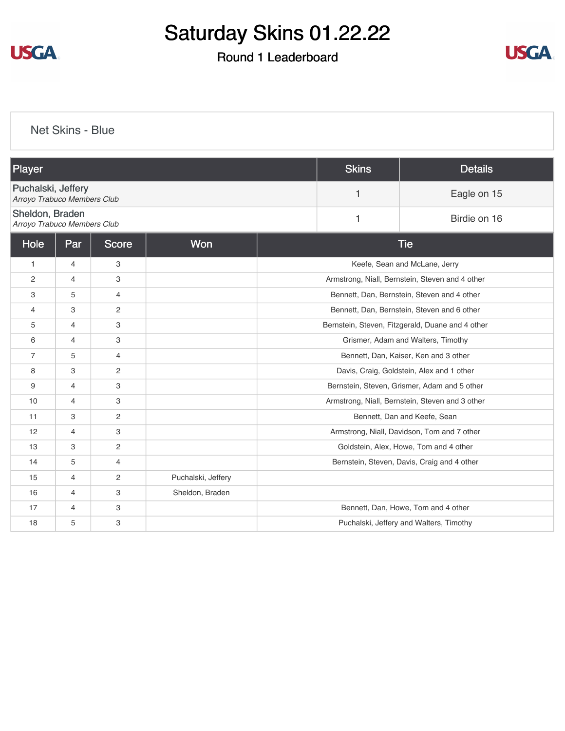# Saturday Skins 01.22.22

## Round 1 Leaderboard

### Net Skins - Blue

| Player | Skins | Details |
|---|---|---|
| Puchalski, Jeffery<br>*Arroyo Trabuco Members Club* | 1 | Eagle on 15 |
| Sheldon, Braden<br>*Arroyo Trabuco Members Club* | 1 | Birdie on 16 |

| Hole | Par | Score | Won | Tie |
|---|---|---|---|---|
| 1 | 4 | 3 | | Keefe, Sean and McLane, Jerry |
| 2 | 4 | 3 | | Armstrong, Niall, Bernstein, Steven and 4 other |
| 3 | 5 | 4 | | Bennett, Dan, Bernstein, Steven and 4 other |
| 4 | 3 | 2 | | Bennett, Dan, Bernstein, Steven and 6 other |
| 5 | 4 | 3 | | Bernstein, Steven, Fitzgerald, Duane and 4 other |
| 6 | 4 | 3 | | Grismer, Adam and Walters, Timothy |
| 7 | 5 | 4 | | Bennett, Dan, Kaiser, Ken and 3 other |
| 8 | 3 | 2 | | Davis, Craig, Goldstein, Alex and 1 other |
| 9 | 4 | 3 | | Bernstein, Steven, Grismer, Adam and 5 other |
| 10 | 4 | 3 | | Armstrong, Niall, Bernstein, Steven and 3 other |
| 11 | 3 | 2 | | Bennett, Dan and Keefe, Sean |
| 12 | 4 | 3 | | Armstrong, Niall, Davidson, Tom and 7 other |
| 13 | 3 | 2 | | Goldstein, Alex, Howe, Tom and 4 other |
| 14 | 5 | 4 | | Bernstein, Steven, Davis, Craig and 4 other |
| 15 | 4 | 2 | Puchalski, Jeffery | |
| 16 | 4 | 3 | Sheldon, Braden | |
| 17 | 4 | 3 | | Bennett, Dan, Howe, Tom and 4 other |
| 18 | 5 | 3 | | Puchalski, Jeffery and Walters, Timothy |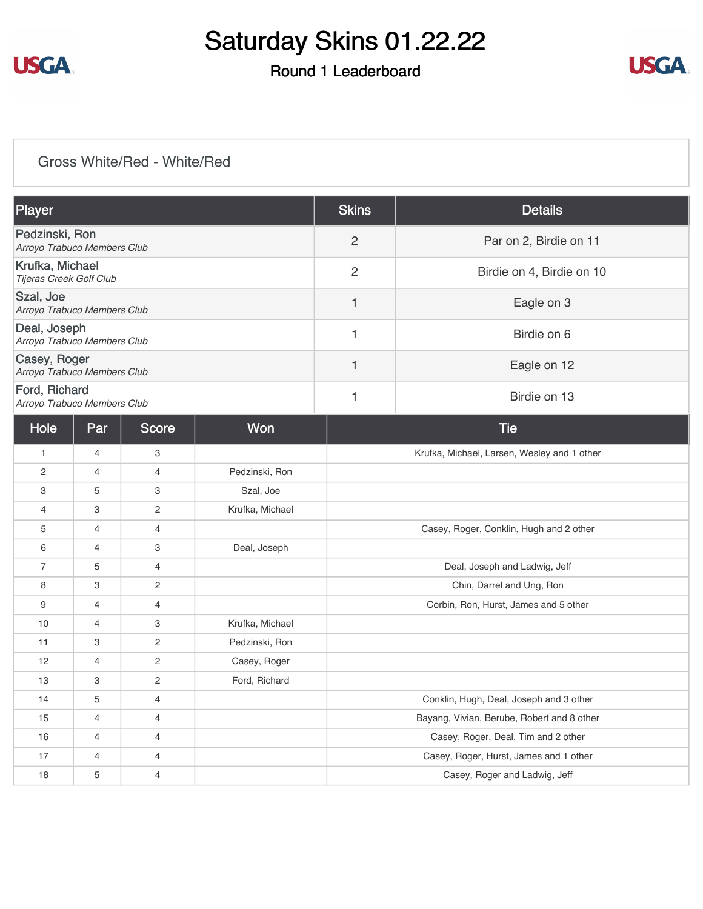# Saturday Skins 01.22.22

## Round 1 Leaderboard

### Gross White/Red - White/Red

| Player | Skins | Details |
| --- | --- | --- |
| Pedzinski, Ron<br>*Arroyo Trabuco Members Club* | 2 | Par on 2, Birdie on 11 |
| Krufka, Michael<br>*Tijeras Creek Golf Club* | 2 | Birdie on 4, Birdie on 10 |
| Szal, Joe<br>*Arroyo Trabuco Members Club* | 1 | Eagle on 3 |
| Deal, Joseph<br>*Arroyo Trabuco Members Club* | 1 | Birdie on 6 |
| Casey, Roger<br>*Arroyo Trabuco Members Club* | 1 | Eagle on 12 |
| Ford, Richard<br>*Arroyo Trabuco Members Club* | 1 | Birdie on 13 |

| Hole | Par | Score | Won | Tie |
| --- | --- | --- | --- | --- |
| 1 | 4 | 3 | | Krufka, Michael, Larsen, Wesley and 1 other |
| 2 | 4 | 4 | Pedzinski, Ron | |
| 3 | 5 | 3 | Szal, Joe | |
| 4 | 3 | 2 | Krufka, Michael | |
| 5 | 4 | 4 | | Casey, Roger, Conklin, Hugh and 2 other |
| 6 | 4 | 3 | Deal, Joseph | |
| 7 | 5 | 4 | | Deal, Joseph and Ladwig, Jeff |
| 8 | 3 | 2 | | Chin, Darrel and Ung, Ron |
| 9 | 4 | 4 | | Corbin, Ron, Hurst, James and 5 other |
| 10 | 4 | 3 | Krufka, Michael | |
| 11 | 3 | 2 | Pedzinski, Ron | |
| 12 | 4 | 2 | Casey, Roger | |
| 13 | 3 | 2 | Ford, Richard | |
| 14 | 5 | 4 | | Conklin, Hugh, Deal, Joseph and 3 other |
| 15 | 4 | 4 | | Bayang, Vivian, Berube, Robert and 8 other |
| 16 | 4 | 4 | | Casey, Roger, Deal, Tim and 2 other |
| 17 | 4 | 4 | | Casey, Roger, Hurst, James and 1 other |
| 18 | 5 | 4 | | Casey, Roger and Ladwig, Jeff |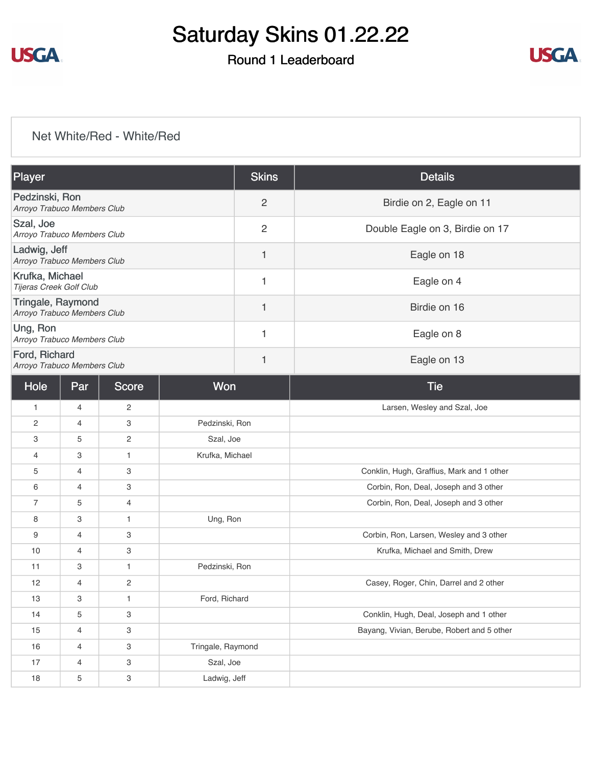# Saturday Skins 01.22.22

## Round 1 Leaderboard

Net White/Red - White/Red

| Player | Skins | Details |
|---|---|---|
| Pedzinski, Ron<br>*Arroyo Trabuco Members Club* | 2 | Birdie on 2, Eagle on 11 |
| Szal, Joe<br>*Arroyo Trabuco Members Club* | 2 | Double Eagle on 3, Birdie on 17 |
| Ladwig, Jeff<br>*Arroyo Trabuco Members Club* | 1 | Eagle on 18 |
| Krufka, Michael<br>*Tijeras Creek Golf Club* | 1 | Eagle on 4 |
| Tringale, Raymond<br>*Arroyo Trabuco Members Club* | 1 | Birdie on 16 |
| Ung, Ron<br>*Arroyo Trabuco Members Club* | 1 | Eagle on 8 |
| Ford, Richard<br>*Arroyo Trabuco Members Club* | 1 | Eagle on 13 |

| Hole | Par | Score | Won | Tie |
|---|---|---|---|---|
| 1 | 4 | 2 | | Larsen, Wesley and Szal, Joe |
| 2 | 4 | 3 | Pedzinski, Ron | |
| 3 | 5 | 2 | Szal, Joe | |
| 4 | 3 | 1 | Krufka, Michael | |
| 5 | 4 | 3 | | Conklin, Hugh, Graffius, Mark and 1 other |
| 6 | 4 | 3 | | Corbin, Ron, Deal, Joseph and 3 other |
| 7 | 5 | 4 | | Corbin, Ron, Deal, Joseph and 3 other |
| 8 | 3 | 1 | Ung, Ron | |
| 9 | 4 | 3 | | Corbin, Ron, Larsen, Wesley and 3 other |
| 10 | 4 | 3 | | Krufka, Michael and Smith, Drew |
| 11 | 3 | 1 | Pedzinski, Ron | |
| 12 | 4 | 2 | | Casey, Roger, Chin, Darrel and 2 other |
| 13 | 3 | 1 | Ford, Richard | |
| 14 | 5 | 3 | | Conklin, Hugh, Deal, Joseph and 1 other |
| 15 | 4 | 3 | | Bayang, Vivian, Berube, Robert and 5 other |
| 16 | 4 | 3 | Tringale, Raymond | |
| 17 | 4 | 3 | Szal, Joe | |
| 18 | 5 | 3 | Ladwig, Jeff | |